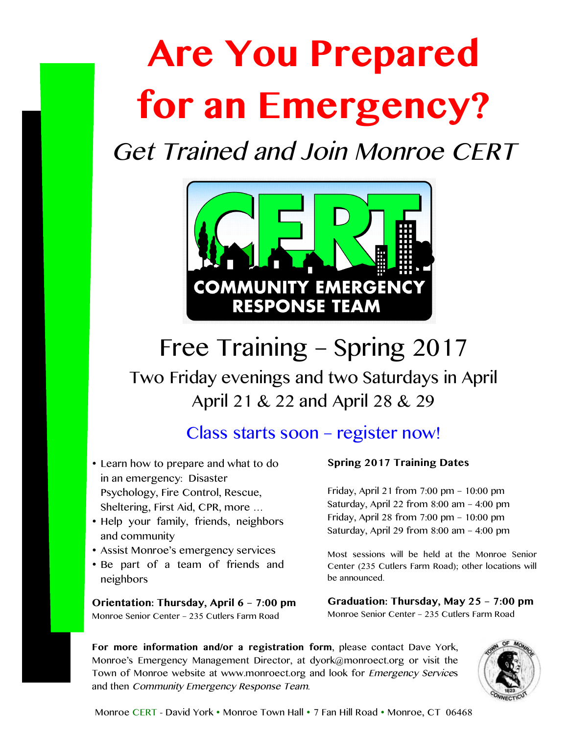# Are You Prepared for an Emergency?

*Get Trained and Join Monroe CERT*

COMMUNITY EMERGENCY RESPONSE TEAM

## Free Training – Spring 2017

Two Friday evenings and two Saturdays in April

April 21 & 22 and April 28 & 29

Class starts soon – register now!

- Learn how to prepare and what to do in an emergency: Disaster Psychology, Fire Control, Rescue, Sheltering, First Aid, CPR, more …
- Help your family, friends, neighbors and community
- Assist Monroe's emergency services
- Be part of a team of friends and neighbors

**Orientation: Thursday, April 6 – 7:00 pm**
Monroe Senior Center – 235 Cutlers Farm Road

**Spring 2017 Training Dates**

Friday, April 21 from 7:00 pm – 10:00 pm
Saturday, April 22 from 8:00 am – 4:00 pm
Friday, April 28 from 7:00 pm – 10:00 pm
Saturday, April 29 from 8:00 am – 4:00 pm

Most sessions will be held at the Monroe Senior Center (235 Cutlers Farm Road); other locations will be announced.

**Graduation: Thursday, May 25 – 7:00 pm**
Monroe Senior Center – 235 Cutlers Farm Road

**For more information and/or a registration form**, please contact Dave York, Monroe's Emergency Management Director, at dyork@monroect.org or visit the Town of Monroe website at www.monroect.org and look for *Emergency Services* and then *Community Emergency Response Team*.

TOWN OF MONROE 1823 CONNECTICUT

Monroe CERT - David York • Monroe Town Hall • 7 Fan Hill Road • Monroe, CT 06468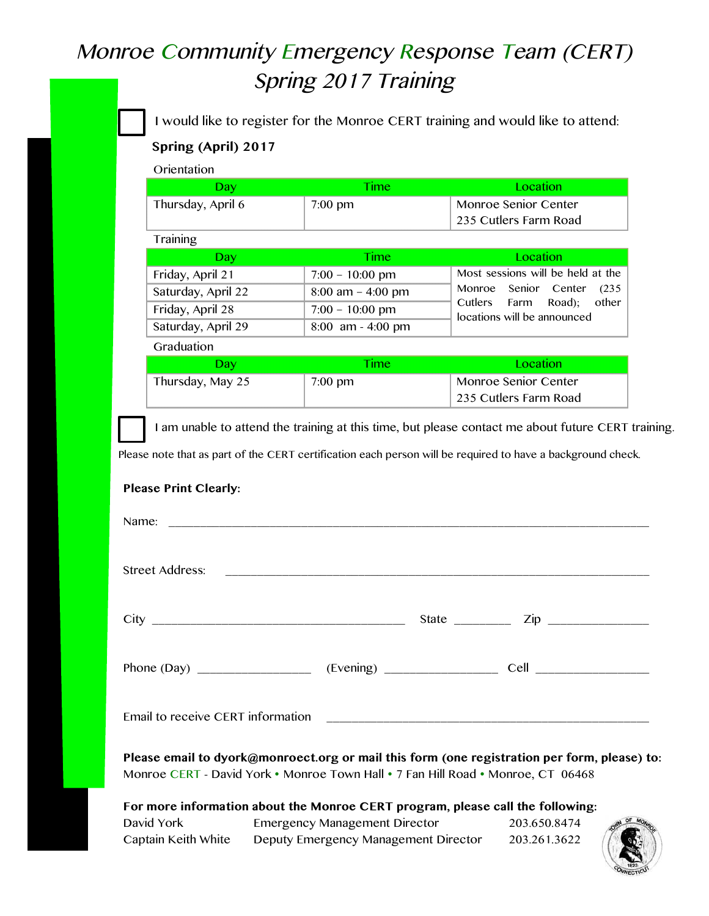# Monroe Community Emergency Response Team (CERT)
## Spring 2017 Training

☐ I would like to register for the Monroe CERT training and would like to attend:

**Spring (April) 2017**

Orientation

| Day | Time | Location |
|---|---|---|
| Thursday, April 6 | 7:00 pm | Monroe Senior Center 235 Cutlers Farm Road |

Training

| Day | Time | Location |
|---|---|---|
| Friday, April 21 | 7:00 – 10:00 pm | Most sessions will be held at the Monroe Senior Center (235 Cutlers Farm Road); other locations will be announced |
| Saturday, April 22 | 8:00 am – 4:00 pm | |
| Friday, April 28 | 7:00 – 10:00 pm | |
| Saturday, April 29 | 8:00 am - 4:00 pm | |

Graduation

| Day | Time | Location |
|---|---|---|
| Thursday, May 25 | 7:00 pm | Monroe Senior Center 235 Cutlers Farm Road |

☐ I am unable to attend the training at this time, but please contact me about future CERT training.

Please note that as part of the CERT certification each person will be required to have a background check.

**Please Print Clearly:**

Name: ____________________________________________

Street Address: ____________________________________________

City ______________________ State _________ Zip ______________

Phone (Day) ______________ (Evening) ______________ Cell ______________

Email to receive CERT information ______________________________

**Please email to dyork@monroect.org or mail this form (one registration per form, please) to:**
Monroe CERT - David York • Monroe Town Hall • 7 Fan Hill Road • Monroe, CT 06468

**For more information about the Monroe CERT program, please call the following:**

| | | |
|---|---|---|
| David York | Emergency Management Director | 203.650.8474 |
| Captain Keith White | Deputy Emergency Management Director | 203.261.3622 |